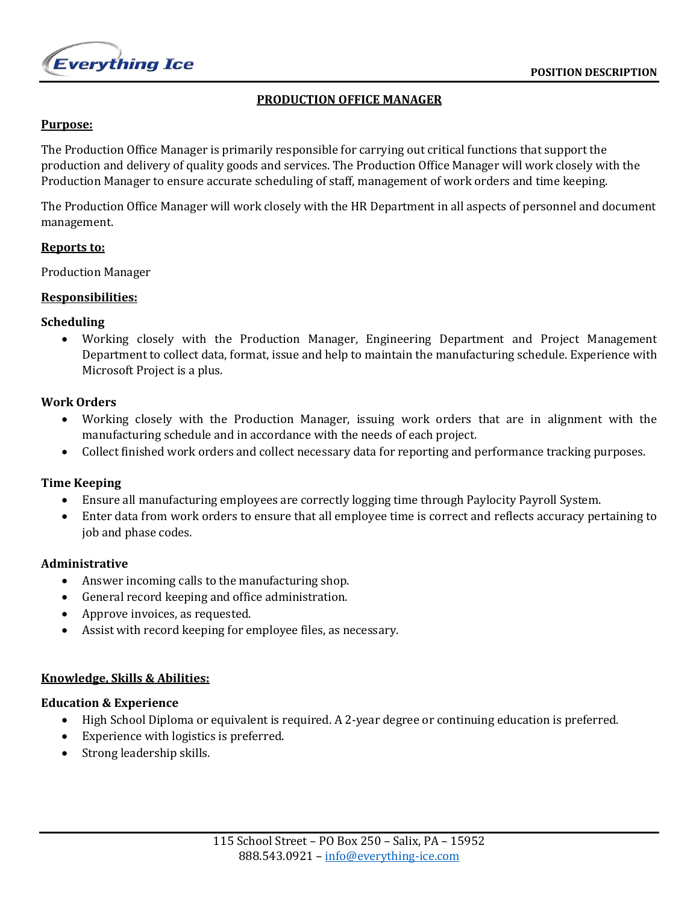POSITION DESCRIPTION

# PRODUCTION OFFICE MANAGER

## Purpose:

The Production Office Manager is primarily responsible for carrying out critical functions that support the production and delivery of quality goods and services. The Production Office Manager will work closely with the Production Manager to ensure accurate scheduling of staff, management of work orders and time keeping.

The Production Office Manager will work closely with the HR Department in all aspects of personnel and document management.

## Reports to:

Production Manager

## Responsibilities:

### Scheduling

- Working closely with the Production Manager, Engineering Department and Project Management Department to collect data, format, issue and help to maintain the manufacturing schedule. Experience with Microsoft Project is a plus.

### Work Orders

- Working closely with the Production Manager, issuing work orders that are in alignment with the manufacturing schedule and in accordance with the needs of each project.
- Collect finished work orders and collect necessary data for reporting and performance tracking purposes.

### Time Keeping

- Ensure all manufacturing employees are correctly logging time through Paylocity Payroll System.
- Enter data from work orders to ensure that all employee time is correct and reflects accuracy pertaining to job and phase codes.

### Administrative

- Answer incoming calls to the manufacturing shop.
- General record keeping and office administration.
- Approve invoices, as requested.
- Assist with record keeping for employee files, as necessary.

## Knowledge, Skills & Abilities:

### Education & Experience

- High School Diploma or equivalent is required. A 2-year degree or continuing education is preferred.
- Experience with logistics is preferred.
- Strong leadership skills.

115 School Street – PO Box 250 – Salix, PA – 15952
888.543.0921 – info@everything-ice.com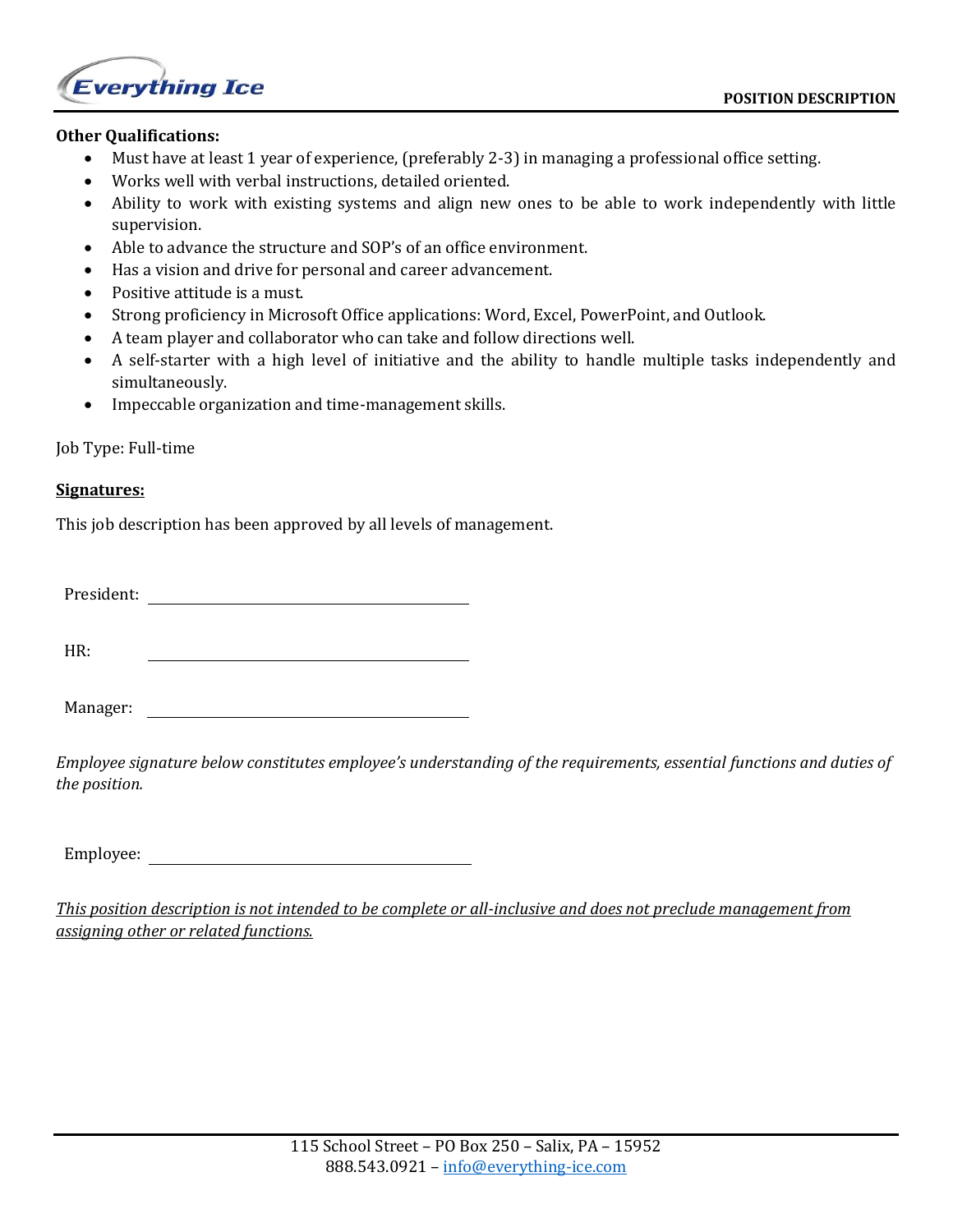**Other Qualifications:**

- Must have at least 1 year of experience, (preferably 2-3) in managing a professional office setting.
- Works well with verbal instructions, detailed oriented.
- Ability to work with existing systems and align new ones to be able to work independently with little supervision.
- Able to advance the structure and SOP's of an office environment.
- Has a vision and drive for personal and career advancement.
- Positive attitude is a must.
- Strong proficiency in Microsoft Office applications: Word, Excel, PowerPoint, and Outlook.
- A team player and collaborator who can take and follow directions well.
- A self-starter with a high level of initiative and the ability to handle multiple tasks independently and simultaneously.
- Impeccable organization and time-management skills.

Job Type: Full-time

**Signatures:**

This job description has been approved by all levels of management.

President: ______________________________

HR: ______________________________

Manager: ______________________________

*Employee signature below constitutes employee's understanding of the requirements, essential functions and duties of the position.*

Employee: ______________________________

*This position description is not intended to be complete or all-inclusive and does not preclude management from assigning other or related functions.*

115 School Street – PO Box 250 – Salix, PA – 15952
888.543.0921 – info@everything-ice.com